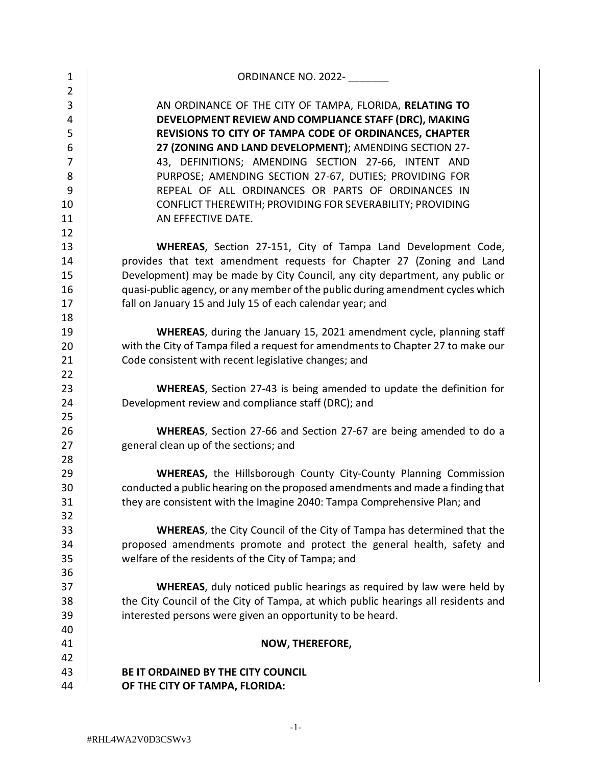ORDINANCE NO. 2022- _______

AN ORDINANCE OF THE CITY OF TAMPA, FLORIDA, **RELATING TO DEVELOPMENT REVIEW AND COMPLIANCE STAFF (DRC), MAKING REVISIONS TO CITY OF TAMPA CODE OF ORDINANCES, CHAPTER 27 (ZONING AND LAND DEVELOPMENT)**; AMENDING SECTION 27-43, DEFINITIONS; AMENDING SECTION 27-66, INTENT AND PURPOSE; AMENDING SECTION 27-67, DUTIES; PROVIDING FOR REPEAL OF ALL ORDINANCES OR PARTS OF ORDINANCES IN CONFLICT THEREWITH; PROVIDING FOR SEVERABILITY; PROVIDING AN EFFECTIVE DATE.

**WHEREAS**, Section 27-151, City of Tampa Land Development Code, provides that text amendment requests for Chapter 27 (Zoning and Land Development) may be made by City Council, any city department, any public or quasi-public agency, or any member of the public during amendment cycles which fall on January 15 and July 15 of each calendar year; and

**WHEREAS**, during the January 15, 2021 amendment cycle, planning staff with the City of Tampa filed a request for amendments to Chapter 27 to make our Code consistent with recent legislative changes; and

**WHEREAS**, Section 27-43 is being amended to update the definition for Development review and compliance staff (DRC); and

**WHEREAS**, Section 27-66 and Section 27-67 are being amended to do a general clean up of the sections; and

**WHEREAS,** the Hillsborough County City-County Planning Commission conducted a public hearing on the proposed amendments and made a finding that they are consistent with the Imagine 2040: Tampa Comprehensive Plan; and

**WHEREAS**, the City Council of the City of Tampa has determined that the proposed amendments promote and protect the general health, safety and welfare of the residents of the City of Tampa; and

**WHEREAS**, duly noticed public hearings as required by law were held by the City Council of the City of Tampa, at which public hearings all residents and interested persons were given an opportunity to be heard.

**NOW, THEREFORE,**

**BE IT ORDAINED BY THE CITY COUNCIL OF THE CITY OF TAMPA, FLORIDA:**

#RHL4WA2V0D3CSWv3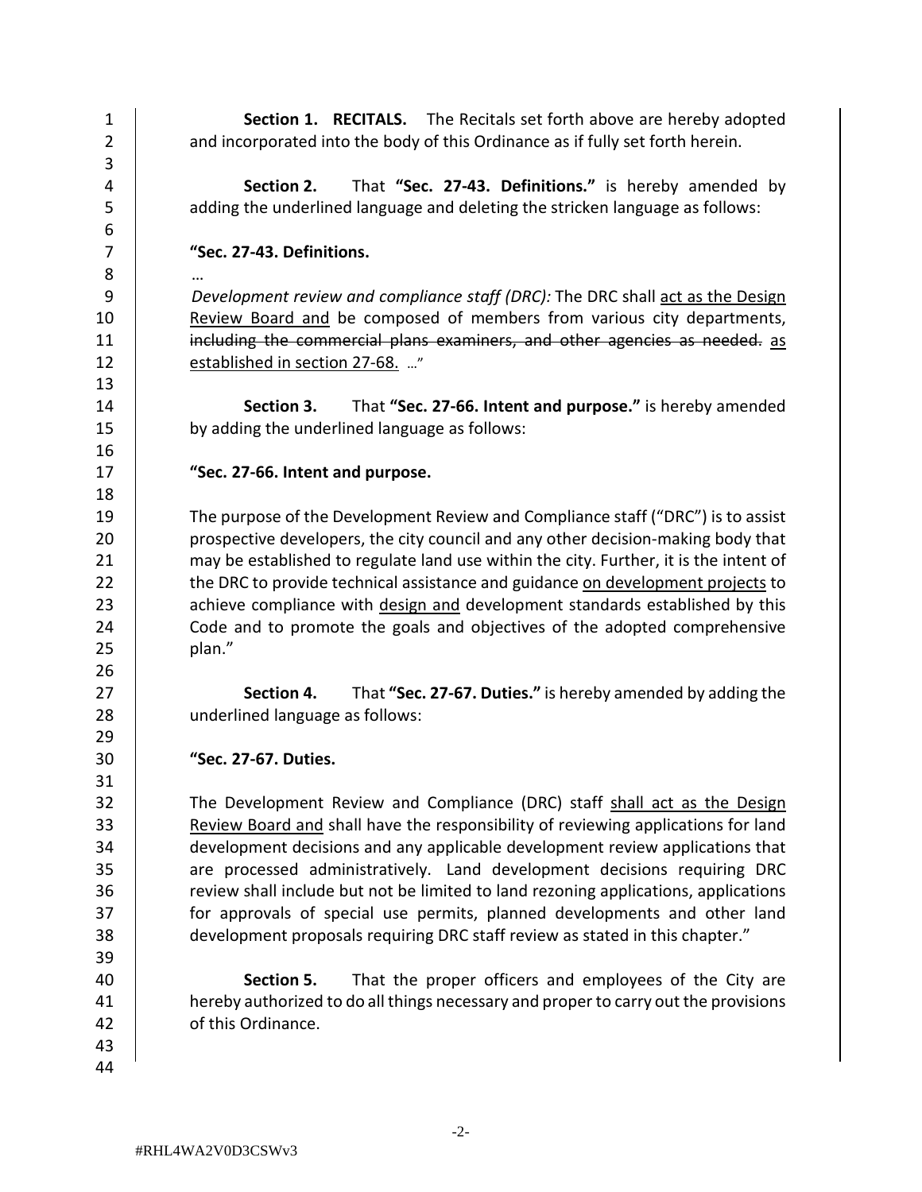**Section 1. RECITALS.** The Recitals set forth above are hereby adopted and incorporated into the body of this Ordinance as if fully set forth herein.

**Section 2.** That **"Sec. 27-43. Definitions."** is hereby amended by adding the underlined language and deleting the stricken language as follows:

**"Sec. 27-43. Definitions.**

…

*Development review and compliance staff (DRC):* The DRC shall <u>act as the Design Review Board and</u> be composed of members from various city departments, ~~including the commercial plans examiners, and other agencies as needed.~~ <u>as established in section 27-68.</u> …"

**Section 3.** That **"Sec. 27-66. Intent and purpose."** is hereby amended by adding the underlined language as follows:

**"Sec. 27-66. Intent and purpose.**

The purpose of the Development Review and Compliance staff ("DRC") is to assist prospective developers, the city council and any other decision-making body that may be established to regulate land use within the city. Further, it is the intent of the DRC to provide technical assistance and guidance <u>on development projects</u> to achieve compliance with <u>design and</u> development standards established by this Code and to promote the goals and objectives of the adopted comprehensive plan."

**Section 4.** That **"Sec. 27-67. Duties."** is hereby amended by adding the underlined language as follows:

**"Sec. 27-67. Duties.**

The Development Review and Compliance (DRC) staff <u>shall act as the Design Review Board and</u> shall have the responsibility of reviewing applications for land development decisions and any applicable development review applications that are processed administratively. Land development decisions requiring DRC review shall include but not be limited to land rezoning applications, applications for approvals of special use permits, planned developments and other land development proposals requiring DRC staff review as stated in this chapter."

**Section 5.** That the proper officers and employees of the City are hereby authorized to do all things necessary and proper to carry out the provisions of this Ordinance.

#RHL4WA2V0D3CSWv3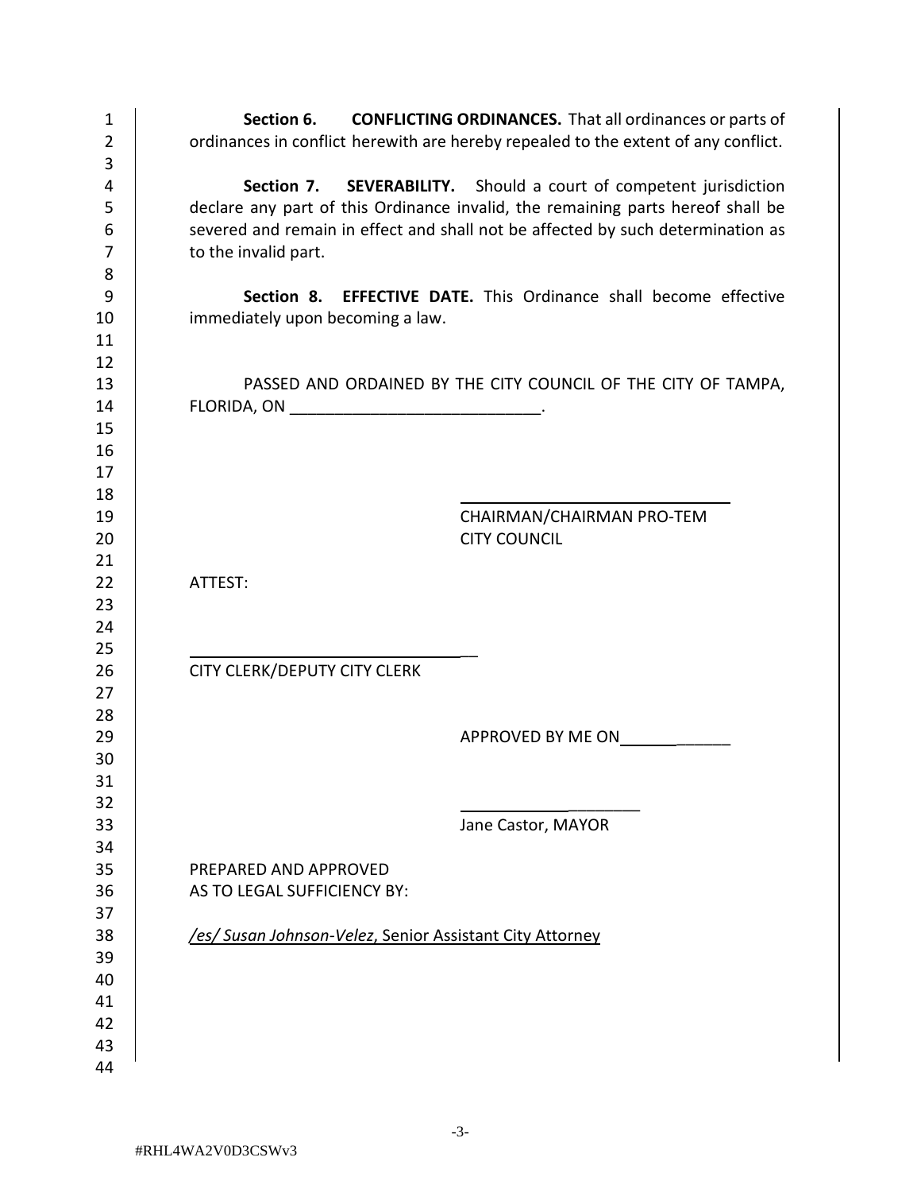**Section 6. CONFLICTING ORDINANCES.** That all ordinances or parts of ordinances in conflict herewith are hereby repealed to the extent of any conflict.

**Section 7. SEVERABILITY.** Should a court of competent jurisdiction declare any part of this Ordinance invalid, the remaining parts hereof shall be severed and remain in effect and shall not be affected by such determination as to the invalid part.

**Section 8. EFFECTIVE DATE.** This Ordinance shall become effective immediately upon becoming a law.

PASSED AND ORDAINED BY THE CITY COUNCIL OF THE CITY OF TAMPA, FLORIDA, ON ____________________________.

________________________________
CHAIRMAN/CHAIRMAN PRO-TEM
CITY COUNCIL

ATTEST:

________________________________
CITY CLERK/DEPUTY CITY CLERK

APPROVED BY ME ON____________

____________________
Jane Castor, MAYOR

PREPARED AND APPROVED
AS TO LEGAL SUFFICIENCY BY:

*/es/ Susan Johnson-Velez*, Senior Assistant City Attorney

#RHL4WA2V0D3CSWv3